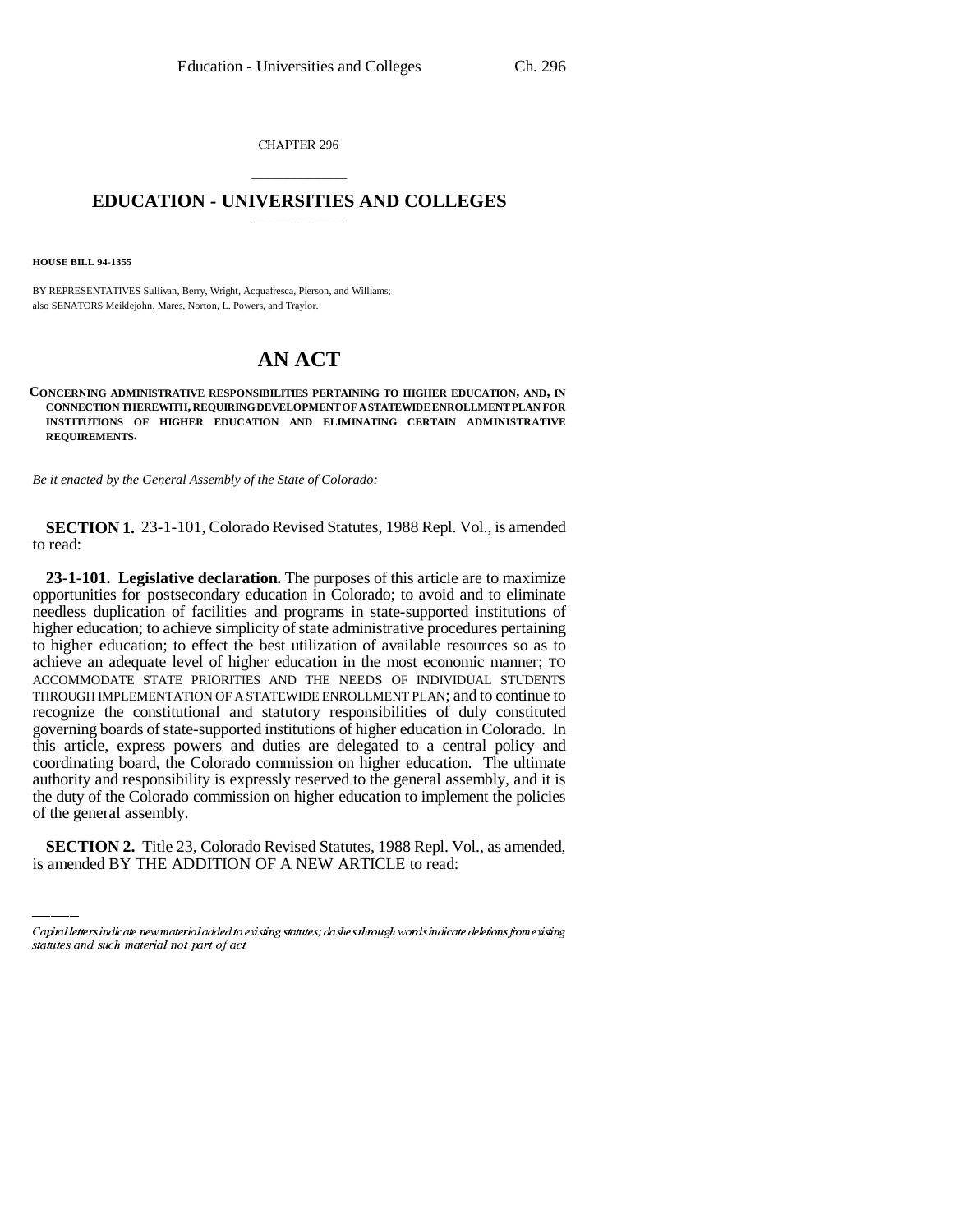CHAPTER 296

# EDUCATION - UNIVERSITIES AND COLLEGES

**HOUSE BILL 94-1355**

BY REPRESENTATIVES Sullivan, Berry, Wright, Acquafresca, Pierson, and Williams;
also SENATORS Meiklejohn, Mares, Norton, L. Powers, and Traylor.

# AN ACT

**CONCERNING ADMINISTRATIVE RESPONSIBILITIES PERTAINING TO HIGHER EDUCATION, AND, IN CONNECTION THEREWITH, REQUIRING DEVELOPMENT OF A STATEWIDE ENROLLMENT PLAN FOR INSTITUTIONS OF HIGHER EDUCATION AND ELIMINATING CERTAIN ADMINISTRATIVE REQUIREMENTS.**

*Be it enacted by the General Assembly of the State of Colorado:*

**SECTION 1.** 23-1-101, Colorado Revised Statutes, 1988 Repl. Vol., is amended to read:

**23-1-101. Legislative declaration.** The purposes of this article are to maximize opportunities for postsecondary education in Colorado; to avoid and to eliminate needless duplication of facilities and programs in state-supported institutions of higher education; to achieve simplicity of state administrative procedures pertaining to higher education; to effect the best utilization of available resources so as to achieve an adequate level of higher education in the most economic manner; TO ACCOMMODATE STATE PRIORITIES AND THE NEEDS OF INDIVIDUAL STUDENTS THROUGH IMPLEMENTATION OF A STATEWIDE ENROLLMENT PLAN; and to continue to recognize the constitutional and statutory responsibilities of duly constituted governing boards of state-supported institutions of higher education in Colorado. In this article, express powers and duties are delegated to a central policy and coordinating board, the Colorado commission on higher education. The ultimate authority and responsibility is expressly reserved to the general assembly, and it is the duty of the Colorado commission on higher education to implement the policies of the general assembly.

**SECTION 2.** Title 23, Colorado Revised Statutes, 1988 Repl. Vol., as amended, is amended BY THE ADDITION OF A NEW ARTICLE to read:

*Capital letters indicate new material added to existing statutes; dashes through words indicate deletions from existing statutes and such material not part of act.*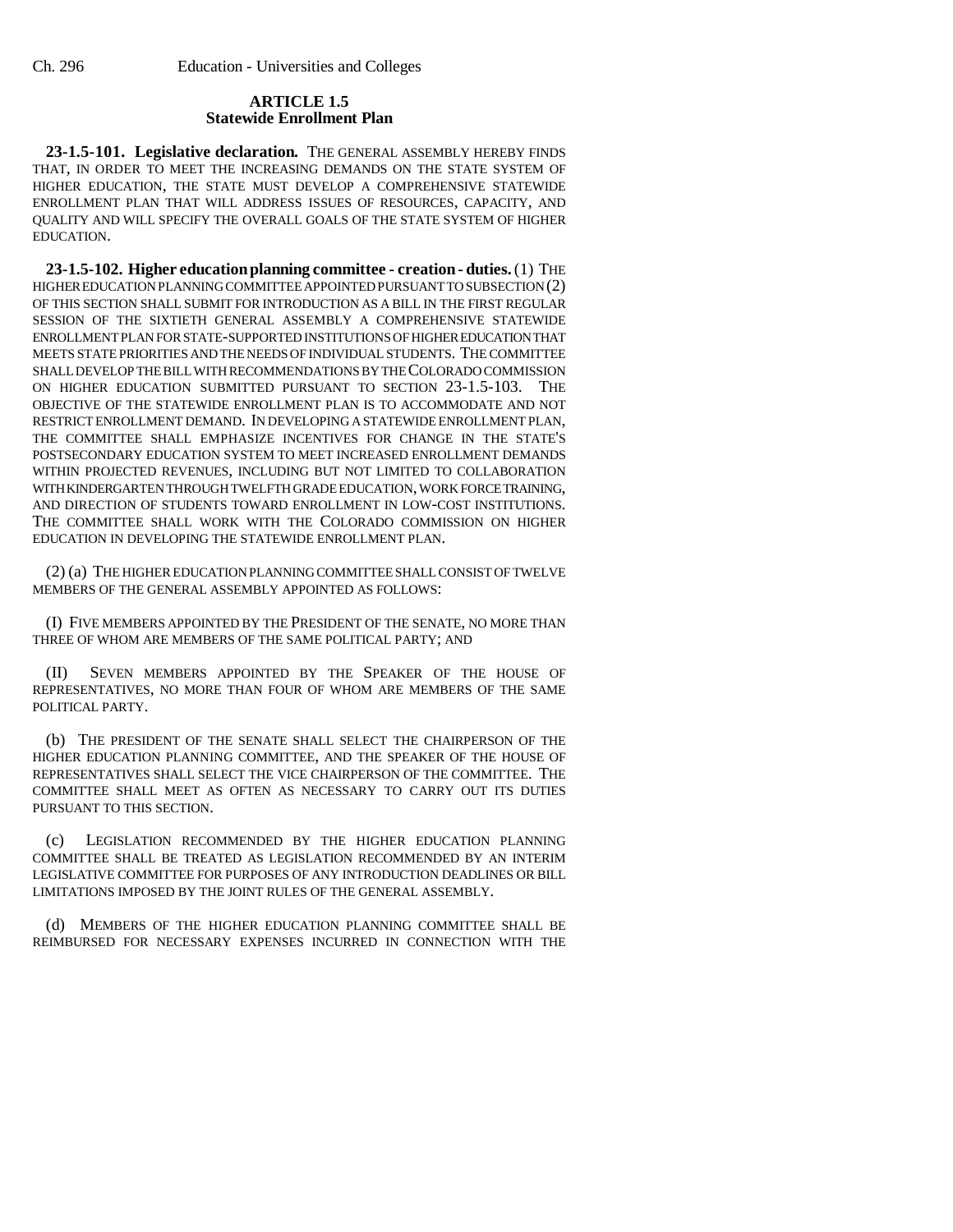**ARTICLE 1.5**
**Statewide Enrollment Plan**

**23-1.5-101. Legislative declaration.** THE GENERAL ASSEMBLY HEREBY FINDS THAT, IN ORDER TO MEET THE INCREASING DEMANDS ON THE STATE SYSTEM OF HIGHER EDUCATION, THE STATE MUST DEVELOP A COMPREHENSIVE STATEWIDE ENROLLMENT PLAN THAT WILL ADDRESS ISSUES OF RESOURCES, CAPACITY, AND QUALITY AND WILL SPECIFY THE OVERALL GOALS OF THE STATE SYSTEM OF HIGHER EDUCATION.

**23-1.5-102. Higher education planning committee - creation - duties.** (1) THE HIGHER EDUCATION PLANNING COMMITTEE APPOINTED PURSUANT TO SUBSECTION (2) OF THIS SECTION SHALL SUBMIT FOR INTRODUCTION AS A BILL IN THE FIRST REGULAR SESSION OF THE SIXTIETH GENERAL ASSEMBLY A COMPREHENSIVE STATEWIDE ENROLLMENT PLAN FOR STATE-SUPPORTED INSTITUTIONS OF HIGHER EDUCATION THAT MEETS STATE PRIORITIES AND THE NEEDS OF INDIVIDUAL STUDENTS. THE COMMITTEE SHALL DEVELOP THE BILL WITH RECOMMENDATIONS BY THE COLORADO COMMISSION ON HIGHER EDUCATION SUBMITTED PURSUANT TO SECTION 23-1.5-103. THE OBJECTIVE OF THE STATEWIDE ENROLLMENT PLAN IS TO ACCOMMODATE AND NOT RESTRICT ENROLLMENT DEMAND. IN DEVELOPING A STATEWIDE ENROLLMENT PLAN, THE COMMITTEE SHALL EMPHASIZE INCENTIVES FOR CHANGE IN THE STATE'S POSTSECONDARY EDUCATION SYSTEM TO MEET INCREASED ENROLLMENT DEMANDS WITHIN PROJECTED REVENUES, INCLUDING BUT NOT LIMITED TO COLLABORATION WITH KINDERGARTEN THROUGH TWELFTH GRADE EDUCATION, WORK FORCE TRAINING, AND DIRECTION OF STUDENTS TOWARD ENROLLMENT IN LOW-COST INSTITUTIONS. THE COMMITTEE SHALL WORK WITH THE COLORADO COMMISSION ON HIGHER EDUCATION IN DEVELOPING THE STATEWIDE ENROLLMENT PLAN.

(2) (a) THE HIGHER EDUCATION PLANNING COMMITTEE SHALL CONSIST OF TWELVE MEMBERS OF THE GENERAL ASSEMBLY APPOINTED AS FOLLOWS:

(I) FIVE MEMBERS APPOINTED BY THE PRESIDENT OF THE SENATE, NO MORE THAN THREE OF WHOM ARE MEMBERS OF THE SAME POLITICAL PARTY; AND

(II) SEVEN MEMBERS APPOINTED BY THE SPEAKER OF THE HOUSE OF REPRESENTATIVES, NO MORE THAN FOUR OF WHOM ARE MEMBERS OF THE SAME POLITICAL PARTY.

(b) THE PRESIDENT OF THE SENATE SHALL SELECT THE CHAIRPERSON OF THE HIGHER EDUCATION PLANNING COMMITTEE, AND THE SPEAKER OF THE HOUSE OF REPRESENTATIVES SHALL SELECT THE VICE CHAIRPERSON OF THE COMMITTEE. THE COMMITTEE SHALL MEET AS OFTEN AS NECESSARY TO CARRY OUT ITS DUTIES PURSUANT TO THIS SECTION.

(c) LEGISLATION RECOMMENDED BY THE HIGHER EDUCATION PLANNING COMMITTEE SHALL BE TREATED AS LEGISLATION RECOMMENDED BY AN INTERIM LEGISLATIVE COMMITTEE FOR PURPOSES OF ANY INTRODUCTION DEADLINES OR BILL LIMITATIONS IMPOSED BY THE JOINT RULES OF THE GENERAL ASSEMBLY.

(d) MEMBERS OF THE HIGHER EDUCATION PLANNING COMMITTEE SHALL BE REIMBURSED FOR NECESSARY EXPENSES INCURRED IN CONNECTION WITH THE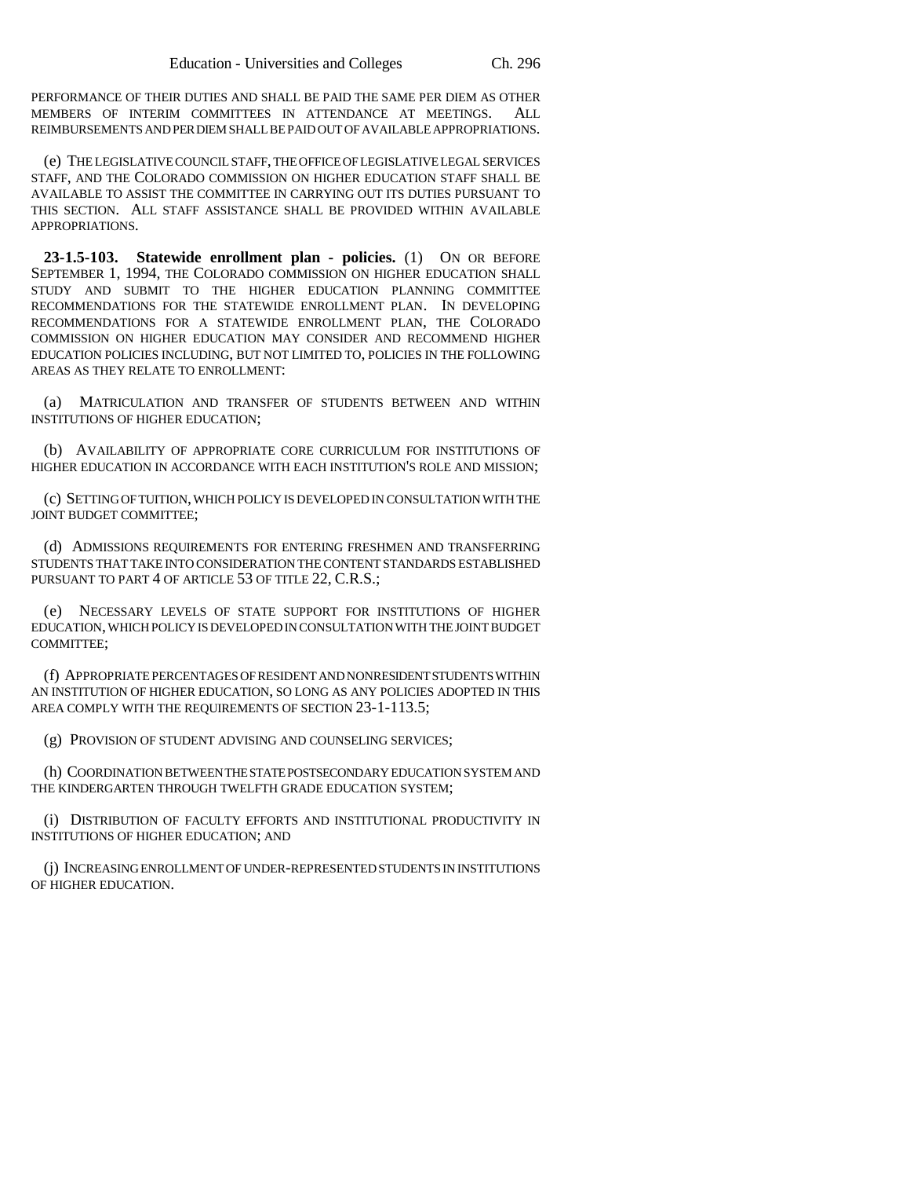PERFORMANCE OF THEIR DUTIES AND SHALL BE PAID THE SAME PER DIEM AS OTHER MEMBERS OF INTERIM COMMITTEES IN ATTENDANCE AT MEETINGS. ALL REIMBURSEMENTS AND PER DIEM SHALL BE PAID OUT OF AVAILABLE APPROPRIATIONS.

(e) THE LEGISLATIVE COUNCIL STAFF, THE OFFICE OF LEGISLATIVE LEGAL SERVICES STAFF, AND THE COLORADO COMMISSION ON HIGHER EDUCATION STAFF SHALL BE AVAILABLE TO ASSIST THE COMMITTEE IN CARRYING OUT ITS DUTIES PURSUANT TO THIS SECTION. ALL STAFF ASSISTANCE SHALL BE PROVIDED WITHIN AVAILABLE APPROPRIATIONS.

**23-1.5-103. Statewide enrollment plan - policies.** (1) ON OR BEFORE SEPTEMBER 1, 1994, THE COLORADO COMMISSION ON HIGHER EDUCATION SHALL STUDY AND SUBMIT TO THE HIGHER EDUCATION PLANNING COMMITTEE RECOMMENDATIONS FOR THE STATEWIDE ENROLLMENT PLAN. IN DEVELOPING RECOMMENDATIONS FOR A STATEWIDE ENROLLMENT PLAN, THE COLORADO COMMISSION ON HIGHER EDUCATION MAY CONSIDER AND RECOMMEND HIGHER EDUCATION POLICIES INCLUDING, BUT NOT LIMITED TO, POLICIES IN THE FOLLOWING AREAS AS THEY RELATE TO ENROLLMENT:

(a) MATRICULATION AND TRANSFER OF STUDENTS BETWEEN AND WITHIN INSTITUTIONS OF HIGHER EDUCATION;

(b) AVAILABILITY OF APPROPRIATE CORE CURRICULUM FOR INSTITUTIONS OF HIGHER EDUCATION IN ACCORDANCE WITH EACH INSTITUTION'S ROLE AND MISSION;

(c) SETTING OF TUITION, WHICH POLICY IS DEVELOPED IN CONSULTATION WITH THE JOINT BUDGET COMMITTEE;

(d) ADMISSIONS REQUIREMENTS FOR ENTERING FRESHMEN AND TRANSFERRING STUDENTS THAT TAKE INTO CONSIDERATION THE CONTENT STANDARDS ESTABLISHED PURSUANT TO PART 4 OF ARTICLE 53 OF TITLE 22, C.R.S.;

(e) NECESSARY LEVELS OF STATE SUPPORT FOR INSTITUTIONS OF HIGHER EDUCATION, WHICH POLICY IS DEVELOPED IN CONSULTATION WITH THE JOINT BUDGET COMMITTEE;

(f) APPROPRIATE PERCENTAGES OF RESIDENT AND NONRESIDENT STUDENTS WITHIN AN INSTITUTION OF HIGHER EDUCATION, SO LONG AS ANY POLICIES ADOPTED IN THIS AREA COMPLY WITH THE REQUIREMENTS OF SECTION 23-1-113.5;

(g) PROVISION OF STUDENT ADVISING AND COUNSELING SERVICES;

(h) COORDINATION BETWEEN THE STATE POSTSECONDARY EDUCATION SYSTEM AND THE KINDERGARTEN THROUGH TWELFTH GRADE EDUCATION SYSTEM;

(i) DISTRIBUTION OF FACULTY EFFORTS AND INSTITUTIONAL PRODUCTIVITY IN INSTITUTIONS OF HIGHER EDUCATION; AND

(j) INCREASING ENROLLMENT OF UNDER-REPRESENTED STUDENTS IN INSTITUTIONS OF HIGHER EDUCATION.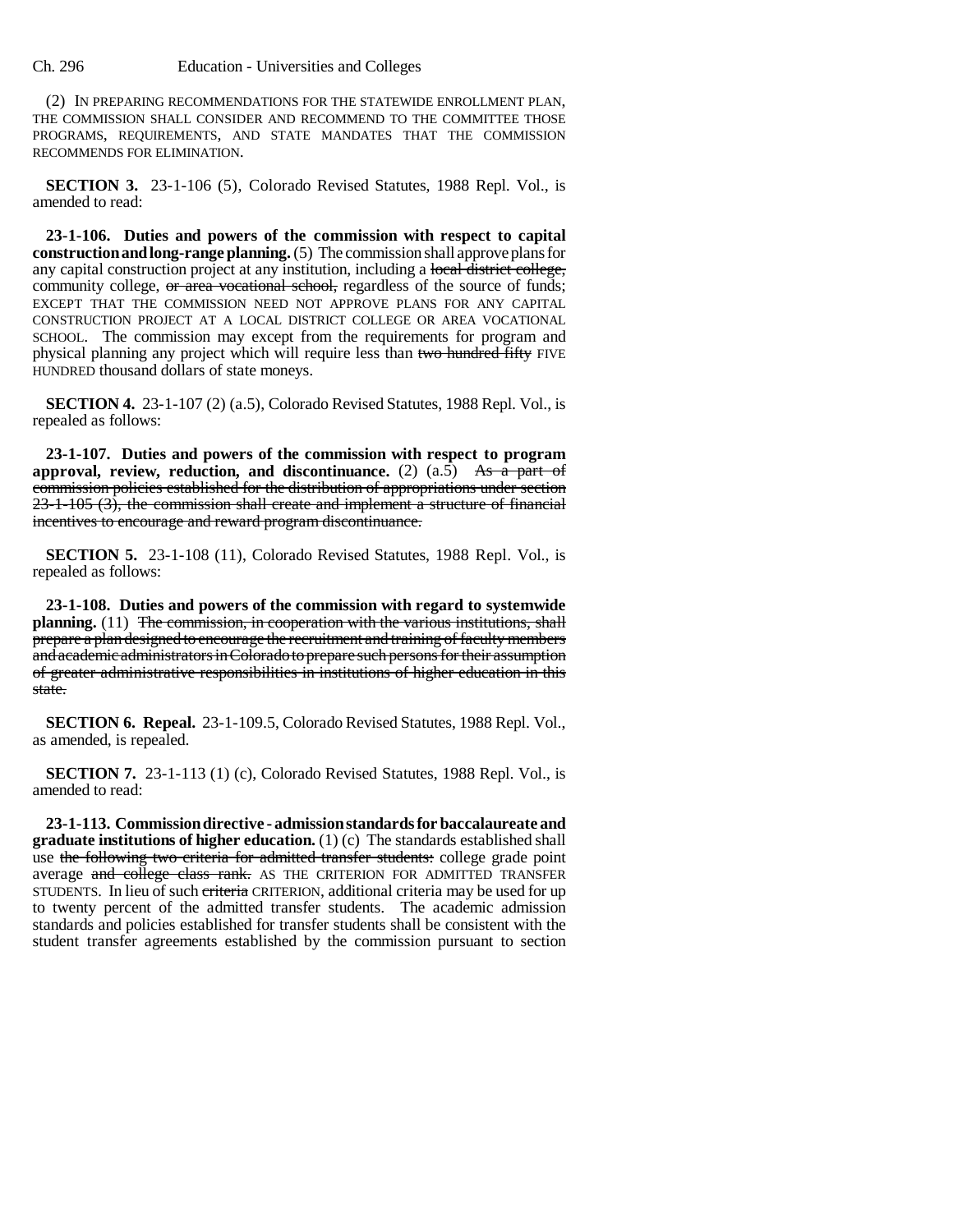(2) IN PREPARING RECOMMENDATIONS FOR THE STATEWIDE ENROLLMENT PLAN, THE COMMISSION SHALL CONSIDER AND RECOMMEND TO THE COMMITTEE THOSE PROGRAMS, REQUIREMENTS, AND STATE MANDATES THAT THE COMMISSION RECOMMENDS FOR ELIMINATION.

**SECTION 3.** 23-1-106 (5), Colorado Revised Statutes, 1988 Repl. Vol., is amended to read:

**23-1-106. Duties and powers of the commission with respect to capital construction and long-range planning.** (5) The commission shall approve plans for any capital construction project at any institution, including a ~~local district college,~~ community college, ~~or area vocational school,~~ regardless of the source of funds; EXCEPT THAT THE COMMISSION NEED NOT APPROVE PLANS FOR ANY CAPITAL CONSTRUCTION PROJECT AT A LOCAL DISTRICT COLLEGE OR AREA VOCATIONAL SCHOOL. The commission may except from the requirements for program and physical planning any project which will require less than ~~two hundred fifty~~ FIVE HUNDRED thousand dollars of state moneys.

**SECTION 4.** 23-1-107 (2) (a.5), Colorado Revised Statutes, 1988 Repl. Vol., is repealed as follows:

**23-1-107. Duties and powers of the commission with respect to program approval, review, reduction, and discontinuance.** (2) (a.5) ~~As a part of commission policies established for the distribution of appropriations under section 23-1-105 (3), the commission shall create and implement a structure of financial incentives to encourage and reward program discontinuance.~~

**SECTION 5.** 23-1-108 (11), Colorado Revised Statutes, 1988 Repl. Vol., is repealed as follows:

**23-1-108. Duties and powers of the commission with regard to systemwide planning.** (11) ~~The commission, in cooperation with the various institutions, shall prepare a plan designed to encourage the recruitment and training of faculty members and academic administrators in Colorado to prepare such persons for their assumption of greater administrative responsibilities in institutions of higher education in this state.~~

**SECTION 6. Repeal.** 23-1-109.5, Colorado Revised Statutes, 1988 Repl. Vol., as amended, is repealed.

**SECTION 7.** 23-1-113 (1) (c), Colorado Revised Statutes, 1988 Repl. Vol., is amended to read:

**23-1-113. Commission directive - admission standards for baccalaureate and graduate institutions of higher education.** (1) (c) The standards established shall use ~~the following two criteria for admitted transfer students:~~ college grade point average ~~and college class rank.~~ AS THE CRITERION FOR ADMITTED TRANSFER STUDENTS. In lieu of such ~~criteria~~ CRITERION, additional criteria may be used for up to twenty percent of the admitted transfer students. The academic admission standards and policies established for transfer students shall be consistent with the student transfer agreements established by the commission pursuant to section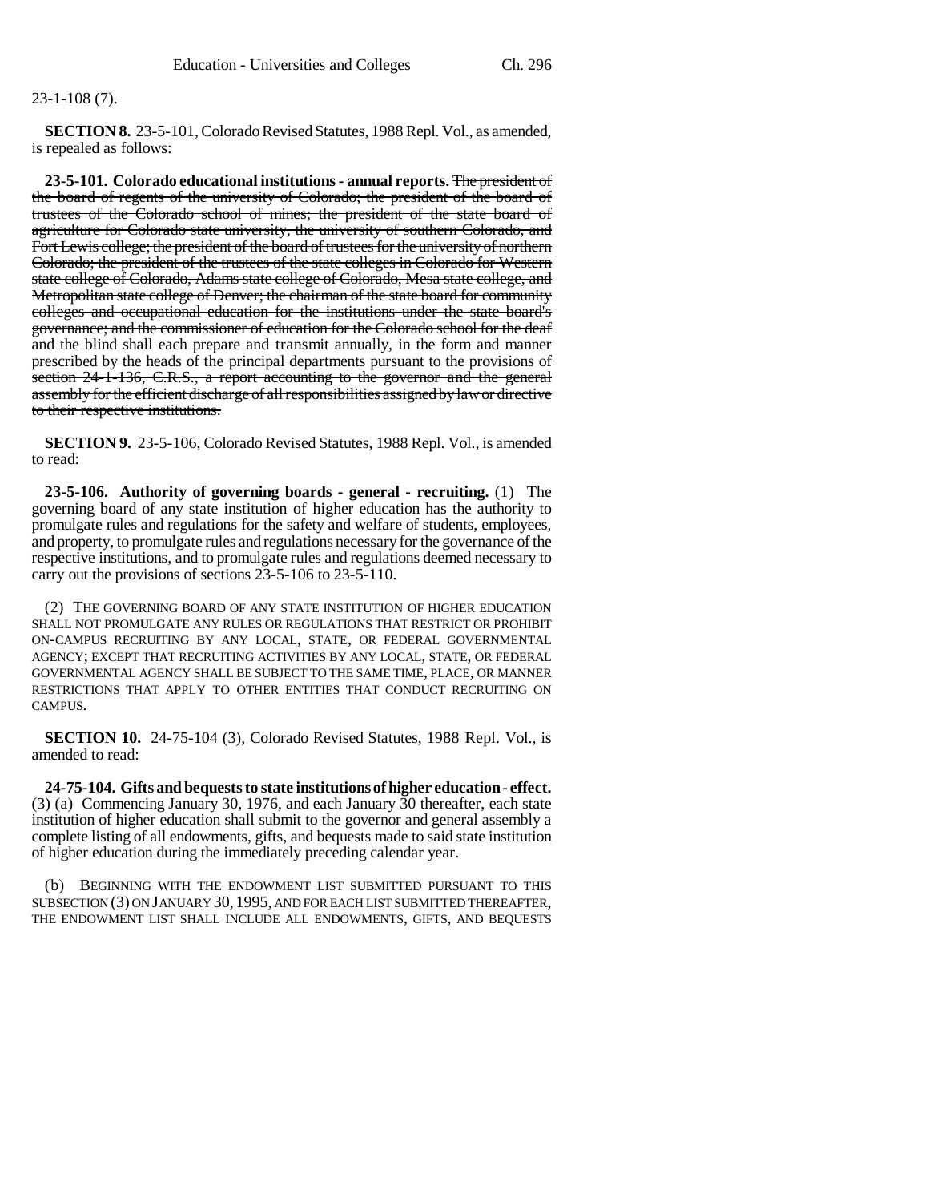23-1-108 (7).

**SECTION 8.** 23-5-101, Colorado Revised Statutes, 1988 Repl. Vol., as amended, is repealed as follows:

**23-5-101. Colorado educational institutions - annual reports.** ~~The president of the board of regents of the university of Colorado; the president of the board of trustees of the Colorado school of mines; the president of the state board of agriculture for Colorado state university, the university of southern Colorado, and Fort Lewis college; the president of the board of trustees for the university of northern Colorado; the president of the trustees of the state colleges in Colorado for Western state college of Colorado, Adams state college of Colorado, Mesa state college, and Metropolitan state college of Denver; the chairman of the state board for community colleges and occupational education for the institutions under the state board's governance; and the commissioner of education for the Colorado school for the deaf and the blind shall each prepare and transmit annually, in the form and manner prescribed by the heads of the principal departments pursuant to the provisions of section 24-1-136, C.R.S., a report accounting to the governor and the general assembly for the efficient discharge of all responsibilities assigned by law or directive to their respective institutions.~~

**SECTION 9.** 23-5-106, Colorado Revised Statutes, 1988 Repl. Vol., is amended to read:

**23-5-106. Authority of governing boards - general - recruiting.** (1) The governing board of any state institution of higher education has the authority to promulgate rules and regulations for the safety and welfare of students, employees, and property, to promulgate rules and regulations necessary for the governance of the respective institutions, and to promulgate rules and regulations deemed necessary to carry out the provisions of sections 23-5-106 to 23-5-110.

(2) THE GOVERNING BOARD OF ANY STATE INSTITUTION OF HIGHER EDUCATION SHALL NOT PROMULGATE ANY RULES OR REGULATIONS THAT RESTRICT OR PROHIBIT ON-CAMPUS RECRUITING BY ANY LOCAL, STATE, OR FEDERAL GOVERNMENTAL AGENCY; EXCEPT THAT RECRUITING ACTIVITIES BY ANY LOCAL, STATE, OR FEDERAL GOVERNMENTAL AGENCY SHALL BE SUBJECT TO THE SAME TIME, PLACE, OR MANNER RESTRICTIONS THAT APPLY TO OTHER ENTITIES THAT CONDUCT RECRUITING ON CAMPUS.

**SECTION 10.** 24-75-104 (3), Colorado Revised Statutes, 1988 Repl. Vol., is amended to read:

**24-75-104. Gifts and bequests to state institutions of higher education - effect.** (3) (a) Commencing January 30, 1976, and each January 30 thereafter, each state institution of higher education shall submit to the governor and general assembly a complete listing of all endowments, gifts, and bequests made to said state institution of higher education during the immediately preceding calendar year.

(b) BEGINNING WITH THE ENDOWMENT LIST SUBMITTED PURSUANT TO THIS SUBSECTION (3) ON JANUARY 30, 1995, AND FOR EACH LIST SUBMITTED THEREAFTER, THE ENDOWMENT LIST SHALL INCLUDE ALL ENDOWMENTS, GIFTS, AND BEQUESTS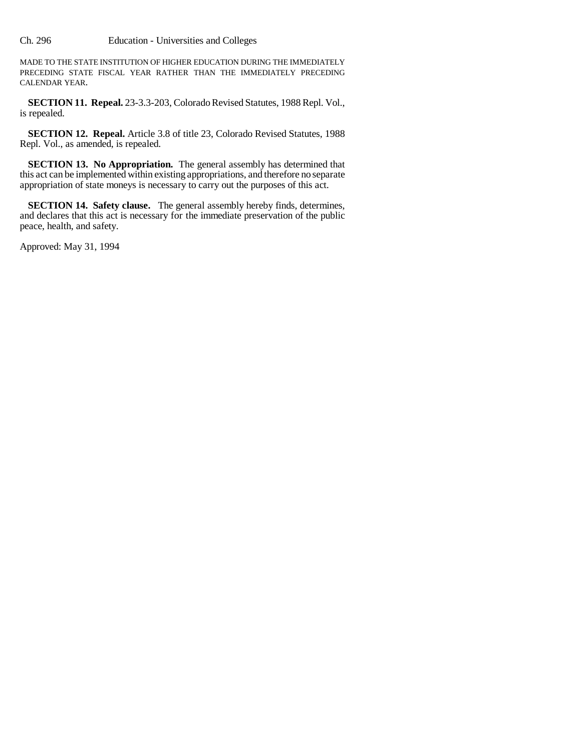MADE TO THE STATE INSTITUTION OF HIGHER EDUCATION DURING THE IMMEDIATELY PRECEDING STATE FISCAL YEAR RATHER THAN THE IMMEDIATELY PRECEDING CALENDAR YEAR.

**SECTION 11. Repeal.** 23-3.3-203, Colorado Revised Statutes, 1988 Repl. Vol., is repealed.

**SECTION 12. Repeal.** Article 3.8 of title 23, Colorado Revised Statutes, 1988 Repl. Vol., as amended, is repealed.

**SECTION 13. No Appropriation.** The general assembly has determined that this act can be implemented within existing appropriations, and therefore no separate appropriation of state moneys is necessary to carry out the purposes of this act.

**SECTION 14. Safety clause.** The general assembly hereby finds, determines, and declares that this act is necessary for the immediate preservation of the public peace, health, and safety.

Approved: May 31, 1994